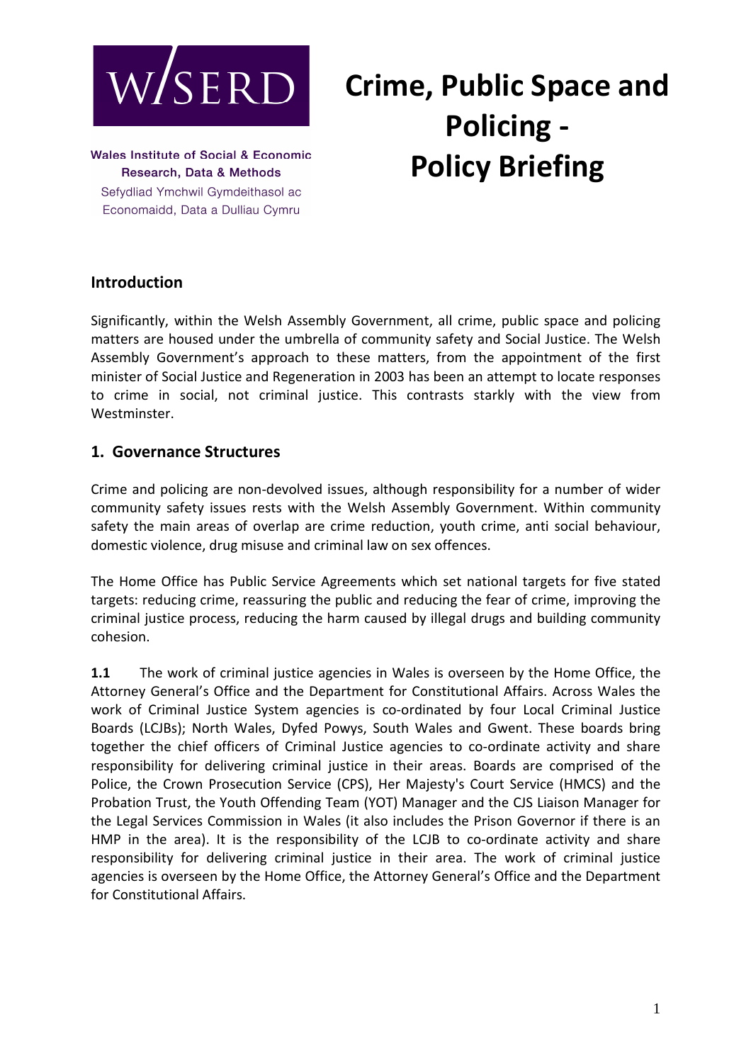WISERD

**Wales Institute of Social & Economic Research, Data & Methods**
Sefydliad Ymchwil Gymdeithasol ac Economaidd, Data a Dulliau Cymru

# Crime, Public Space and Policing - Policy Briefing

## Introduction

Significantly, within the Welsh Assembly Government, all crime, public space and policing matters are housed under the umbrella of community safety and Social Justice. The Welsh Assembly Government's approach to these matters, from the appointment of the first minister of Social Justice and Regeneration in 2003 has been an attempt to locate responses to crime in social, not criminal justice. This contrasts starkly with the view from Westminster.

## 1. Governance Structures

Crime and policing are non-devolved issues, although responsibility for a number of wider community safety issues rests with the Welsh Assembly Government. Within community safety the main areas of overlap are crime reduction, youth crime, anti social behaviour, domestic violence, drug misuse and criminal law on sex offences.

The Home Office has Public Service Agreements which set national targets for five stated targets: reducing crime, reassuring the public and reducing the fear of crime, improving the criminal justice process, reducing the harm caused by illegal drugs and building community cohesion.

**1.1** The work of criminal justice agencies in Wales is overseen by the Home Office, the Attorney General's Office and the Department for Constitutional Affairs. Across Wales the work of Criminal Justice System agencies is co-ordinated by four Local Criminal Justice Boards (LCJBs); North Wales, Dyfed Powys, South Wales and Gwent. These boards bring together the chief officers of Criminal Justice agencies to co-ordinate activity and share responsibility for delivering criminal justice in their areas. Boards are comprised of the Police, the Crown Prosecution Service (CPS), Her Majesty's Court Service (HMCS) and the Probation Trust, the Youth Offending Team (YOT) Manager and the CJS Liaison Manager for the Legal Services Commission in Wales (it also includes the Prison Governor if there is an HMP in the area). It is the responsibility of the LCJB to co-ordinate activity and share responsibility for delivering criminal justice in their area. The work of criminal justice agencies is overseen by the Home Office, the Attorney General's Office and the Department for Constitutional Affairs.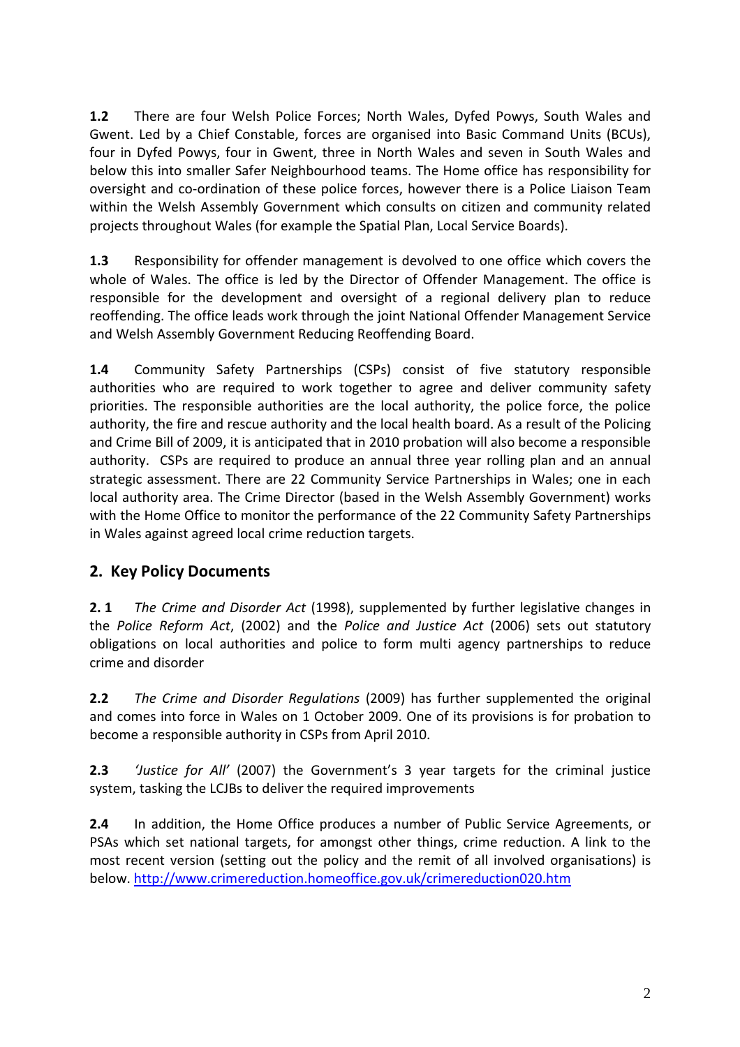**1.2** There are four Welsh Police Forces; North Wales, Dyfed Powys, South Wales and Gwent. Led by a Chief Constable, forces are organised into Basic Command Units (BCUs), four in Dyfed Powys, four in Gwent, three in North Wales and seven in South Wales and below this into smaller Safer Neighbourhood teams. The Home office has responsibility for oversight and co-ordination of these police forces, however there is a Police Liaison Team within the Welsh Assembly Government which consults on citizen and community related projects throughout Wales (for example the Spatial Plan, Local Service Boards).

**1.3** Responsibility for offender management is devolved to one office which covers the whole of Wales. The office is led by the Director of Offender Management. The office is responsible for the development and oversight of a regional delivery plan to reduce reoffending. The office leads work through the joint National Offender Management Service and Welsh Assembly Government Reducing Reoffending Board.

**1.4** Community Safety Partnerships (CSPs) consist of five statutory responsible authorities who are required to work together to agree and deliver community safety priorities. The responsible authorities are the local authority, the police force, the police authority, the fire and rescue authority and the local health board. As a result of the Policing and Crime Bill of 2009, it is anticipated that in 2010 probation will also become a responsible authority. CSPs are required to produce an annual three year rolling plan and an annual strategic assessment. There are 22 Community Service Partnerships in Wales; one in each local authority area. The Crime Director (based in the Welsh Assembly Government) works with the Home Office to monitor the performance of the 22 Community Safety Partnerships in Wales against agreed local crime reduction targets.

## 2. Key Policy Documents

**2. 1** *The Crime and Disorder Act* (1998), supplemented by further legislative changes in the *Police Reform Act*, (2002) and the *Police and Justice Act* (2006) sets out statutory obligations on local authorities and police to form multi agency partnerships to reduce crime and disorder

**2.2** *The Crime and Disorder Regulations* (2009) has further supplemented the original and comes into force in Wales on 1 October 2009. One of its provisions is for probation to become a responsible authority in CSPs from April 2010.

**2.3** *'Justice for All'* (2007) the Government's 3 year targets for the criminal justice system, tasking the LCJBs to deliver the required improvements

**2.4** In addition, the Home Office produces a number of Public Service Agreements, or PSAs which set national targets, for amongst other things, crime reduction. A link to the most recent version (setting out the policy and the remit of all involved organisations) is below. http://www.crimereduction.homeoffice.gov.uk/crimereduction020.htm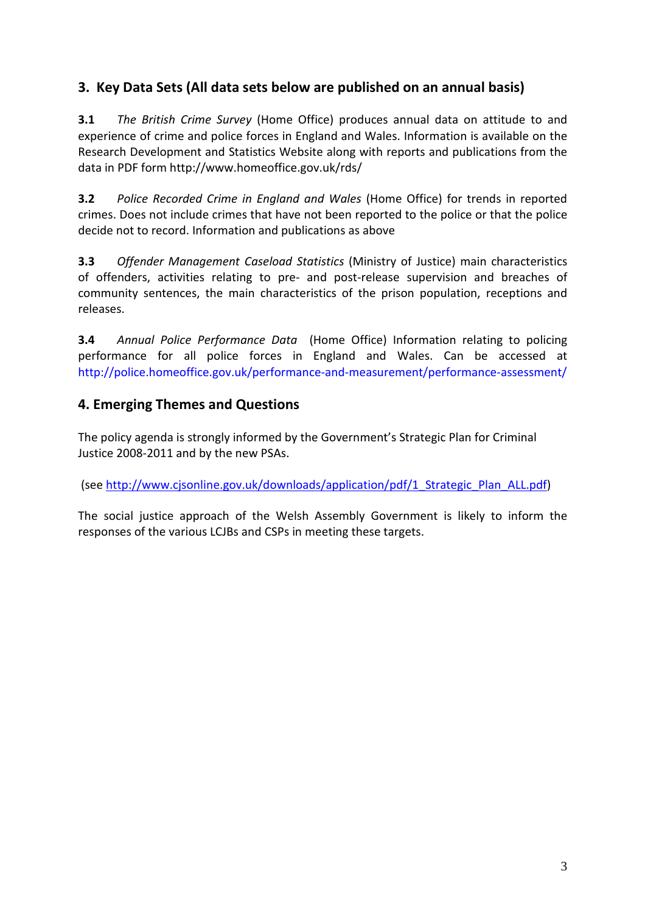## 3. Key Data Sets (All data sets below are published on an annual basis)

**3.1** *The British Crime Survey* (Home Office) produces annual data on attitude to and experience of crime and police forces in England and Wales. Information is available on the Research Development and Statistics Website along with reports and publications from the data in PDF form http://www.homeoffice.gov.uk/rds/

**3.2** *Police Recorded Crime in England and Wales* (Home Office) for trends in reported crimes. Does not include crimes that have not been reported to the police or that the police decide not to record. Information and publications as above

**3.3** *Offender Management Caseload Statistics* (Ministry of Justice) main characteristics of offenders, activities relating to pre- and post-release supervision and breaches of community sentences, the main characteristics of the prison population, receptions and releases.

**3.4** *Annual Police Performance Data* (Home Office) Information relating to policing performance for all police forces in England and Wales. Can be accessed at http://police.homeoffice.gov.uk/performance-and-measurement/performance-assessment/

## 4. Emerging Themes and Questions

The policy agenda is strongly informed by the Government's Strategic Plan for Criminal Justice 2008-2011 and by the new PSAs.

(see http://www.cjsonline.gov.uk/downloads/application/pdf/1_Strategic_Plan_ALL.pdf)

The social justice approach of the Welsh Assembly Government is likely to inform the responses of the various LCJBs and CSPs in meeting these targets.